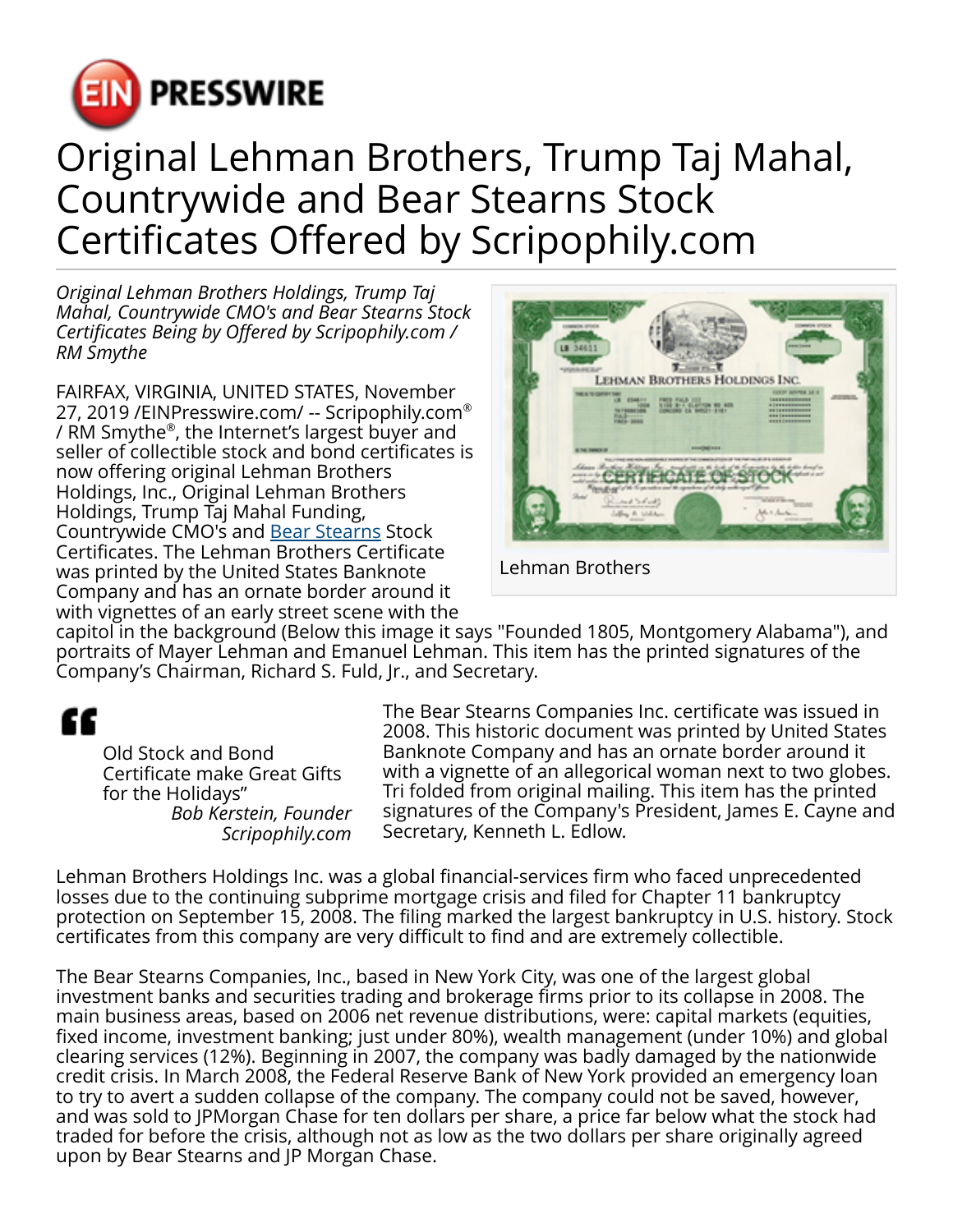# Original Lehman Brothers, Trump Taj Mahal, Countrywide and Bear Stearns Stock Certificates Offered by Scripophily.com

*Original Lehman Brothers Holdings, Trump Taj Mahal, Countrywide CMO's and Bear Stearns Stock Certificates Being by Offered by Scripophily.com / RM Smythe*

FAIRFAX, VIRGINIA, UNITED STATES, November 27, 2019 /EINPresswire.com/ -- Scripophily.com® / RM Smythe®, the Internet's largest buyer and seller of collectible stock and bond certificates is now offering original Lehman Brothers Holdings, Inc., Original Lehman Brothers Holdings, Trump Taj Mahal Funding, Countrywide CMO's and Bear Stearns Stock Certificates. The Lehman Brothers Certificate was printed by the United States Banknote Company and has an ornate border around it with vignettes of an early street scene with the capitol in the background (Below this image it says "Founded 1805, Montgomery Alabama"), and portraits of Mayer Lehman and Emanuel Lehman. This item has the printed signatures of the Company's Chairman, Richard S. Fuld, Jr., and Secretary.

Lehman Brothers

> Old Stock and Bond Certificate make Great Gifts for the Holidays"
>
> *Bob Kerstein, Founder Scripophily.com*

The Bear Stearns Companies Inc. certificate was issued in 2008. This historic document was printed by United States Banknote Company and has an ornate border around it with a vignette of an allegorical woman next to two globes. Tri folded from original mailing. This item has the printed signatures of the Company's President, James E. Cayne and Secretary, Kenneth L. Edlow.

Lehman Brothers Holdings Inc. was a global financial-services firm who faced unprecedented losses due to the continuing subprime mortgage crisis and filed for Chapter 11 bankruptcy protection on September 15, 2008. The filing marked the largest bankruptcy in U.S. history. Stock certificates from this company are very difficult to find and are extremely collectible.

The Bear Stearns Companies, Inc., based in New York City, was one of the largest global investment banks and securities trading and brokerage firms prior to its collapse in 2008. The main business areas, based on 2006 net revenue distributions, were: capital markets (equities, fixed income, investment banking; just under 80%), wealth management (under 10%) and global clearing services (12%). Beginning in 2007, the company was badly damaged by the nationwide credit crisis. In March 2008, the Federal Reserve Bank of New York provided an emergency loan to try to avert a sudden collapse of the company. The company could not be saved, however, and was sold to JPMorgan Chase for ten dollars per share, a price far below what the stock had traded for before the crisis, although not as low as the two dollars per share originally agreed upon by Bear Stearns and JP Morgan Chase.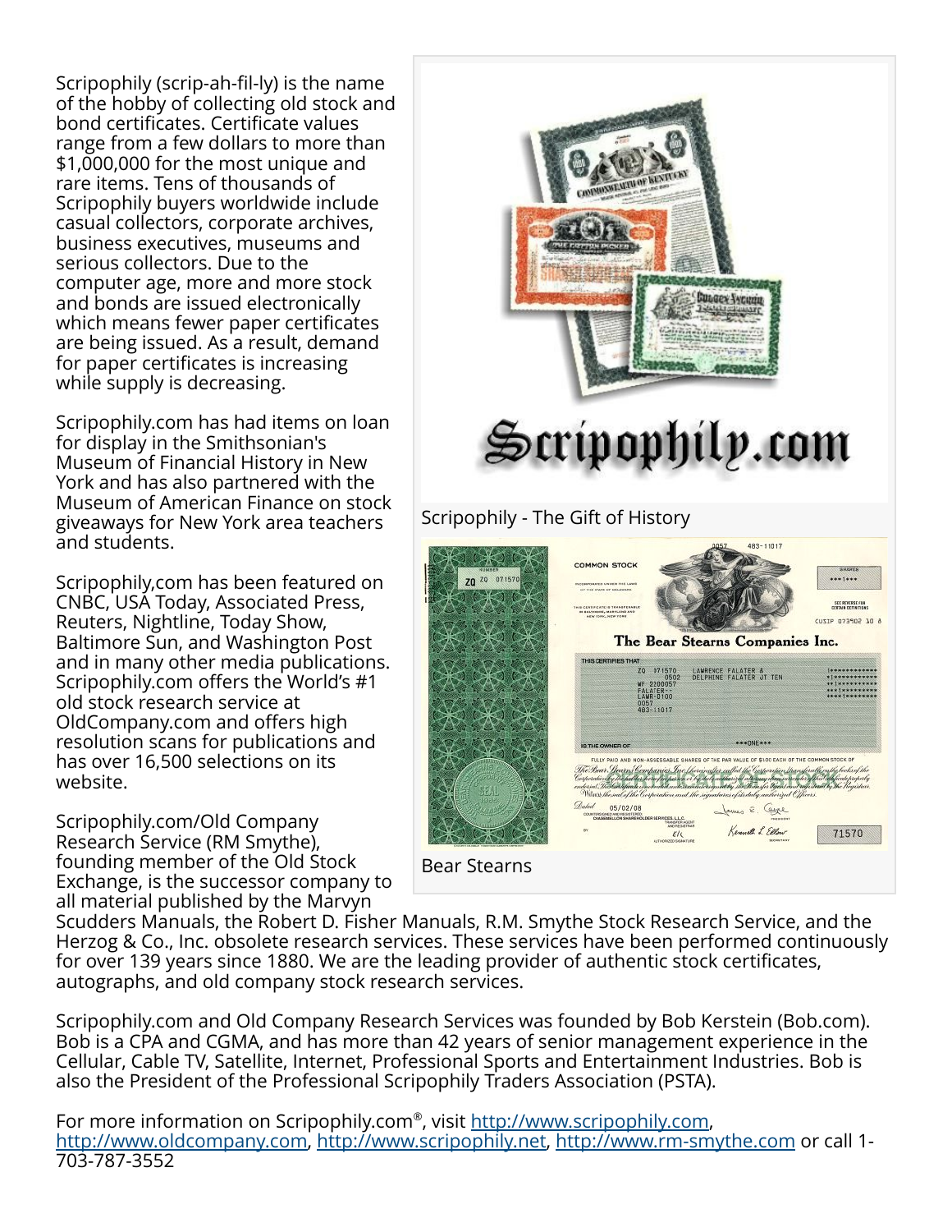Scripophily (scrip-ah-fil-ly) is the name of the hobby of collecting old stock and bond certificates. Certificate values range from a few dollars to more than $1,000,000 for the most unique and rare items. Tens of thousands of Scripophily buyers worldwide include casual collectors, corporate archives, business executives, museums and serious collectors. Due to the computer age, more and more stock and bonds are issued electronically which means fewer paper certificates are being issued. As a result, demand for paper certificates is increasing while supply is decreasing.

Scripophily.com has had items on loan for display in the Smithsonian's Museum of Financial History in New York and has also partnered with the Museum of American Finance on stock giveaways for New York area teachers and students.

Scripophily,com has been featured on CNBC, USA Today, Associated Press, Reuters, Nightline, Today Show, Baltimore Sun, and Washington Post and in many other media publications. Scripophily.com offers the World's #1 old stock research service at OldCompany.com and offers high resolution scans for publications and has over 16,500 selections on its website.

Scripophily - The Gift of History

Bear Stearns

Scripophily.com/Old Company Research Service (RM Smythe), founding member of the Old Stock Exchange, is the successor company to all material published by the Marvyn Scudders Manuals, the Robert D. Fisher Manuals, R.M. Smythe Stock Research Service, and the Herzog & Co., Inc. obsolete research services. These services have been performed continuously for over 139 years since 1880. We are the leading provider of authentic stock certificates, autographs, and old company stock research services.

Scripophily.com and Old Company Research Services was founded by Bob Kerstein (Bob.com). Bob is a CPA and CGMA, and has more than 42 years of senior management experience in the Cellular, Cable TV, Satellite, Internet, Professional Sports and Entertainment Industries. Bob is also the President of the Professional Scripophily Traders Association (PSTA).

For more information on Scripophily.com®, visit http://www.scripophily.com, http://www.oldcompany.com, http://www.scripophily.net, http://www.rm-smythe.com or call 1-703-787-3552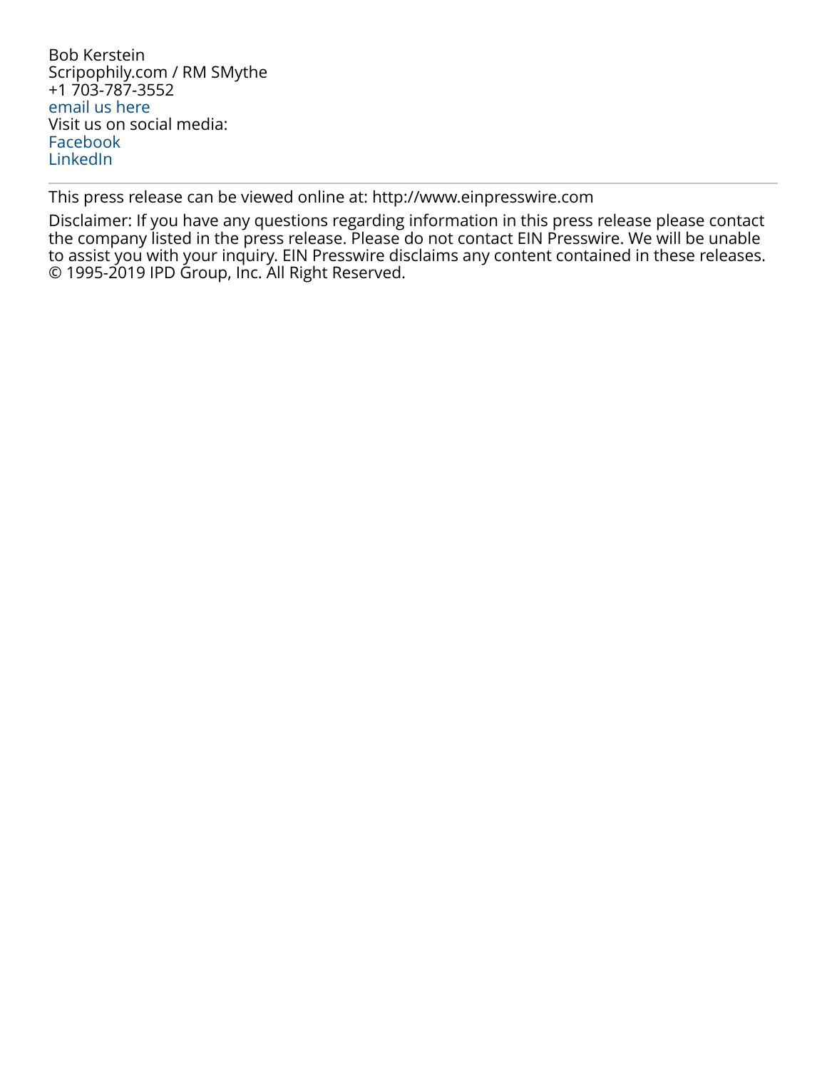Bob Kerstein
Scripophily.com / RM SMythe
+1 703-787-3552
email us here
Visit us on social media:
Facebook
LinkedIn

---

This press release can be viewed online at: http://www.einpresswire.com

Disclaimer: If you have any questions regarding information in this press release please contact the company listed in the press release. Please do not contact EIN Presswire. We will be unable to assist you with your inquiry. EIN Presswire disclaims any content contained in these releases. © 1995-2019 IPD Group, Inc. All Right Reserved.